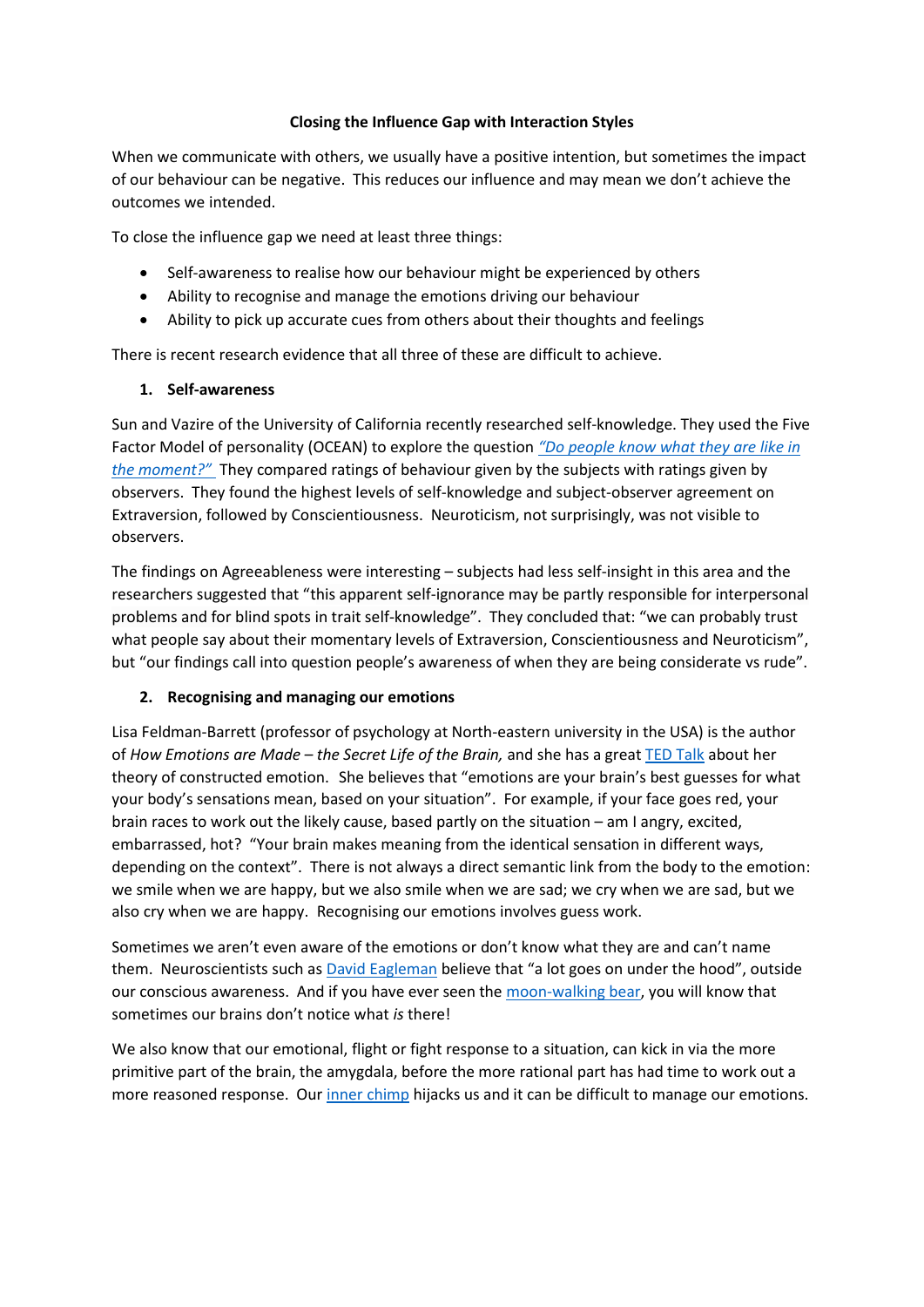# Closing the Influence Gap with Interaction Styles

When we communicate with others, we usually have a positive intention, but sometimes the impact of our behaviour can be negative. This reduces our influence and may mean we don't achieve the outcomes we intended.

To close the influence gap we need at least three things:

- Self-awareness to realise how our behaviour might be experienced by others
- Ability to recognise and manage the emotions driving our behaviour
- Ability to pick up accurate cues from others about their thoughts and feelings

There is recent research evidence that all three of these are difficult to achieve.

## 1. Self-awareness

Sun and Vazire of the University of California recently researched self-knowledge. They used the Five Factor Model of personality (OCEAN) to explore the question *"Do people know what they are like in the moment?"* They compared ratings of behaviour given by the subjects with ratings given by observers. They found the highest levels of self-knowledge and subject-observer agreement on Extraversion, followed by Conscientiousness. Neuroticism, not surprisingly, was not visible to observers.

The findings on Agreeableness were interesting – subjects had less self-insight in this area and the researchers suggested that "this apparent self-ignorance may be partly responsible for interpersonal problems and for blind spots in trait self-knowledge". They concluded that: "we can probably trust what people say about their momentary levels of Extraversion, Conscientiousness and Neuroticism", but "our findings call into question people's awareness of when they are being considerate vs rude".

## 2. Recognising and managing our emotions

Lisa Feldman-Barrett (professor of psychology at North-eastern university in the USA) is the author of *How Emotions are Made – the Secret Life of the Brain,* and she has a great TED Talk about her theory of constructed emotion. She believes that "emotions are your brain's best guesses for what your body's sensations mean, based on your situation". For example, if your face goes red, your brain races to work out the likely cause, based partly on the situation – am I angry, excited, embarrassed, hot? "Your brain makes meaning from the identical sensation in different ways, depending on the context". There is not always a direct semantic link from the body to the emotion: we smile when we are happy, but we also smile when we are sad; we cry when we are sad, but we also cry when we are happy. Recognising our emotions involves guess work.

Sometimes we aren't even aware of the emotions or don't know what they are and can't name them. Neuroscientists such as David Eagleman believe that "a lot goes on under the hood", outside our conscious awareness. And if you have ever seen the moon-walking bear, you will know that sometimes our brains don't notice what *is* there!

We also know that our emotional, flight or fight response to a situation, can kick in via the more primitive part of the brain, the amygdala, before the more rational part has had time to work out a more reasoned response. Our inner chimp hijacks us and it can be difficult to manage our emotions.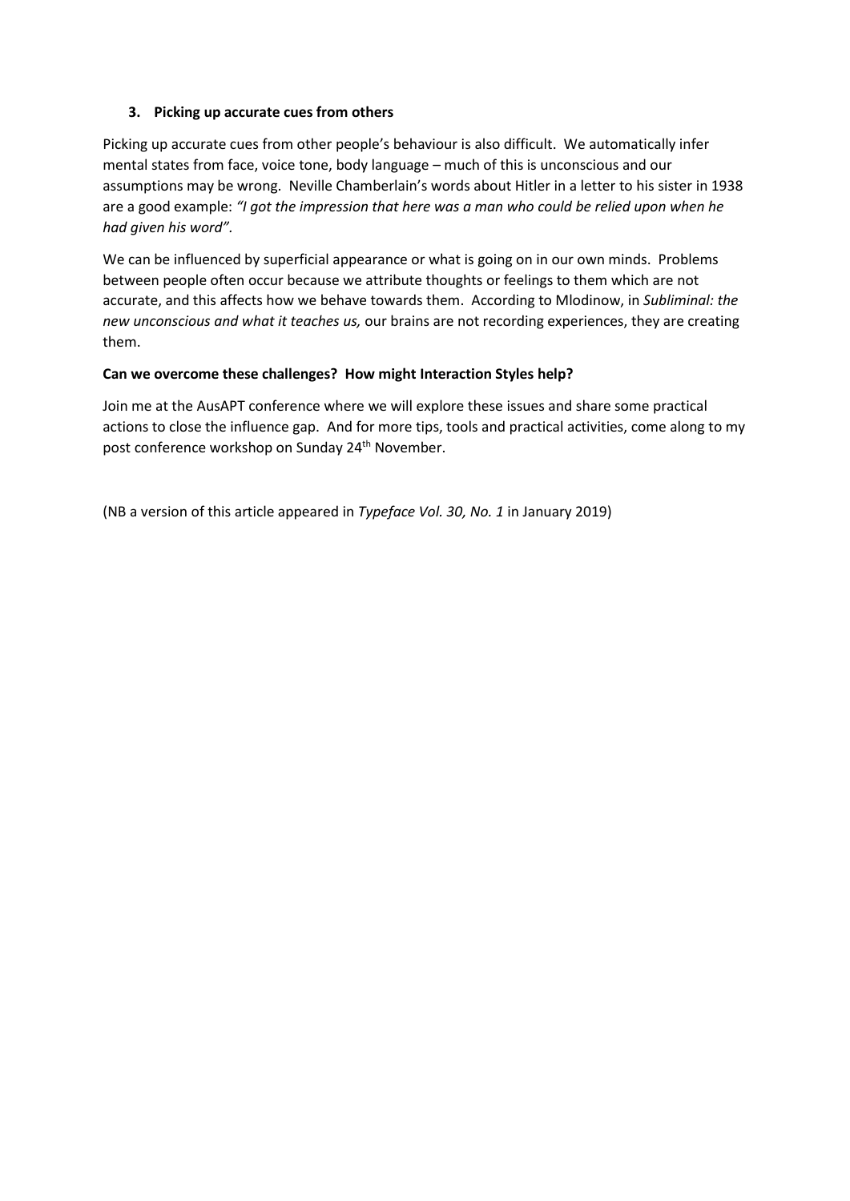### 3. Picking up accurate cues from others

Picking up accurate cues from other people's behaviour is also difficult. We automatically infer mental states from face, voice tone, body language – much of this is unconscious and our assumptions may be wrong. Neville Chamberlain's words about Hitler in a letter to his sister in 1938 are a good example: *"I got the impression that here was a man who could be relied upon when he had given his word".*

We can be influenced by superficial appearance or what is going on in our own minds. Problems between people often occur because we attribute thoughts or feelings to them which are not accurate, and this affects how we behave towards them. According to Mlodinow, in *Subliminal: the new unconscious and what it teaches us,* our brains are not recording experiences, they are creating them.

**Can we overcome these challenges? How might Interaction Styles help?**

Join me at the AusAPT conference where we will explore these issues and share some practical actions to close the influence gap. And for more tips, tools and practical activities, come along to my post conference workshop on Sunday 24th November.

(NB a version of this article appeared in *Typeface Vol. 30, No. 1* in January 2019)